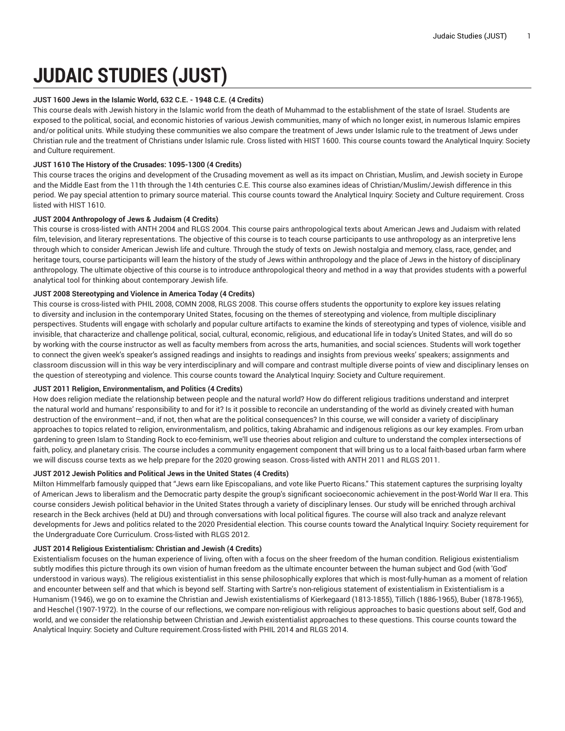# JUDAIC STUDIES (JUST)

**JUST 1600 Jews in the Islamic World, 632 C.E. - 1948 C.E. (4 Credits)**

This course deals with Jewish history in the Islamic world from the death of Muhammad to the establishment of the state of Israel. Students are exposed to the political, social, and economic histories of various Jewish communities, many of which no longer exist, in numerous Islamic empires and/or political units. While studying these communities we also compare the treatment of Jews under Islamic rule to the treatment of Jews under Christian rule and the treatment of Christians under Islamic rule. Cross listed with HIST 1600. This course counts toward the Analytical Inquiry: Society and Culture requirement.

**JUST 1610 The History of the Crusades: 1095-1300 (4 Credits)**

This course traces the origins and development of the Crusading movement as well as its impact on Christian, Muslim, and Jewish society in Europe and the Middle East from the 11th through the 14th centuries C.E. This course also examines ideas of Christian/Muslim/Jewish difference in this period. We pay special attention to primary source material. This course counts toward the Analytical Inquiry: Society and Culture requirement. Cross listed with HIST 1610.

**JUST 2004 Anthropology of Jews & Judaism (4 Credits)**

This course is cross-listed with ANTH 2004 and RLGS 2004. This course pairs anthropological texts about American Jews and Judaism with related film, television, and literary representations. The objective of this course is to teach course participants to use anthropology as an interpretive lens through which to consider American Jewish life and culture. Through the study of texts on Jewish nostalgia and memory, class, race, gender, and heritage tours, course participants will learn the history of the study of Jews within anthropology and the place of Jews in the history of disciplinary anthropology. The ultimate objective of this course is to introduce anthropological theory and method in a way that provides students with a powerful analytical tool for thinking about contemporary Jewish life.

**JUST 2008 Stereotyping and Violence in America Today (4 Credits)**

This course is cross-listed with PHIL 2008, COMN 2008, RLGS 2008. This course offers students the opportunity to explore key issues relating to diversity and inclusion in the contemporary United States, focusing on the themes of stereotyping and violence, from multiple disciplinary perspectives. Students will engage with scholarly and popular culture artifacts to examine the kinds of stereotyping and types of violence, visible and invisible, that characterize and challenge political, social, cultural, economic, religious, and educational life in today's United States, and will do so by working with the course instructor as well as faculty members from across the arts, humanities, and social sciences. Students will work together to connect the given week's speaker's assigned readings and insights to readings and insights from previous weeks' speakers; assignments and classroom discussion will in this way be very interdisciplinary and will compare and contrast multiple diverse points of view and disciplinary lenses on the question of stereotyping and violence. This course counts toward the Analytical Inquiry: Society and Culture requirement.

**JUST 2011 Religion, Environmentalism, and Politics (4 Credits)**

How does religion mediate the relationship between people and the natural world? How do different religious traditions understand and interpret the natural world and humans' responsibility to and for it? Is it possible to reconcile an understanding of the world as divinely created with human destruction of the environment—and, if not, then what are the political consequences? In this course, we will consider a variety of disciplinary approaches to topics related to religion, environmentalism, and politics, taking Abrahamic and indigenous religions as our key examples. From urban gardening to green Islam to Standing Rock to eco-feminism, we'll use theories about religion and culture to understand the complex intersections of faith, policy, and planetary crisis. The course includes a community engagement component that will bring us to a local faith-based urban farm where we will discuss course texts as we help prepare for the 2020 growing season. Cross-listed with ANTH 2011 and RLGS 2011.

**JUST 2012 Jewish Politics and Political Jews in the United States (4 Credits)**

Milton Himmelfarb famously quipped that "Jews earn like Episcopalians, and vote like Puerto Ricans." This statement captures the surprising loyalty of American Jews to liberalism and the Democratic party despite the group's significant socioeconomic achievement in the post-World War II era. This course considers Jewish political behavior in the United States through a variety of disciplinary lenses. Our study will be enriched through archival research in the Beck archives (held at DU) and through conversations with local political figures. The course will also track and analyze relevant developments for Jews and politics related to the 2020 Presidential election. This course counts toward the Analytical Inquiry: Society requirement for the Undergraduate Core Curriculum. Cross-listed with RLGS 2012.

**JUST 2014 Religious Existentialism: Christian and Jewish (4 Credits)**

Existentialism focuses on the human experience of living, often with a focus on the sheer freedom of the human condition. Religious existentialism subtly modifies this picture through its own vision of human freedom as the ultimate encounter between the human subject and God (with 'God' understood in various ways). The religious existentialist in this sense philosophically explores that which is most-fully-human as a moment of relation and encounter between self and that which is beyond self. Starting with Sartre's non-religious statement of existentialism in Existentialism is a Humanism (1946), we go on to examine the Christian and Jewish existentialisms of Kierkegaard (1813-1855), Tillich (1886-1965), Buber (1878-1965), and Heschel (1907-1972). In the course of our reflections, we compare non-religious with religious approaches to basic questions about self, God and world, and we consider the relationship between Christian and Jewish existentialist approaches to these questions. This course counts toward the Analytical Inquiry: Society and Culture requirement.Cross-listed with PHIL 2014 and RLGS 2014.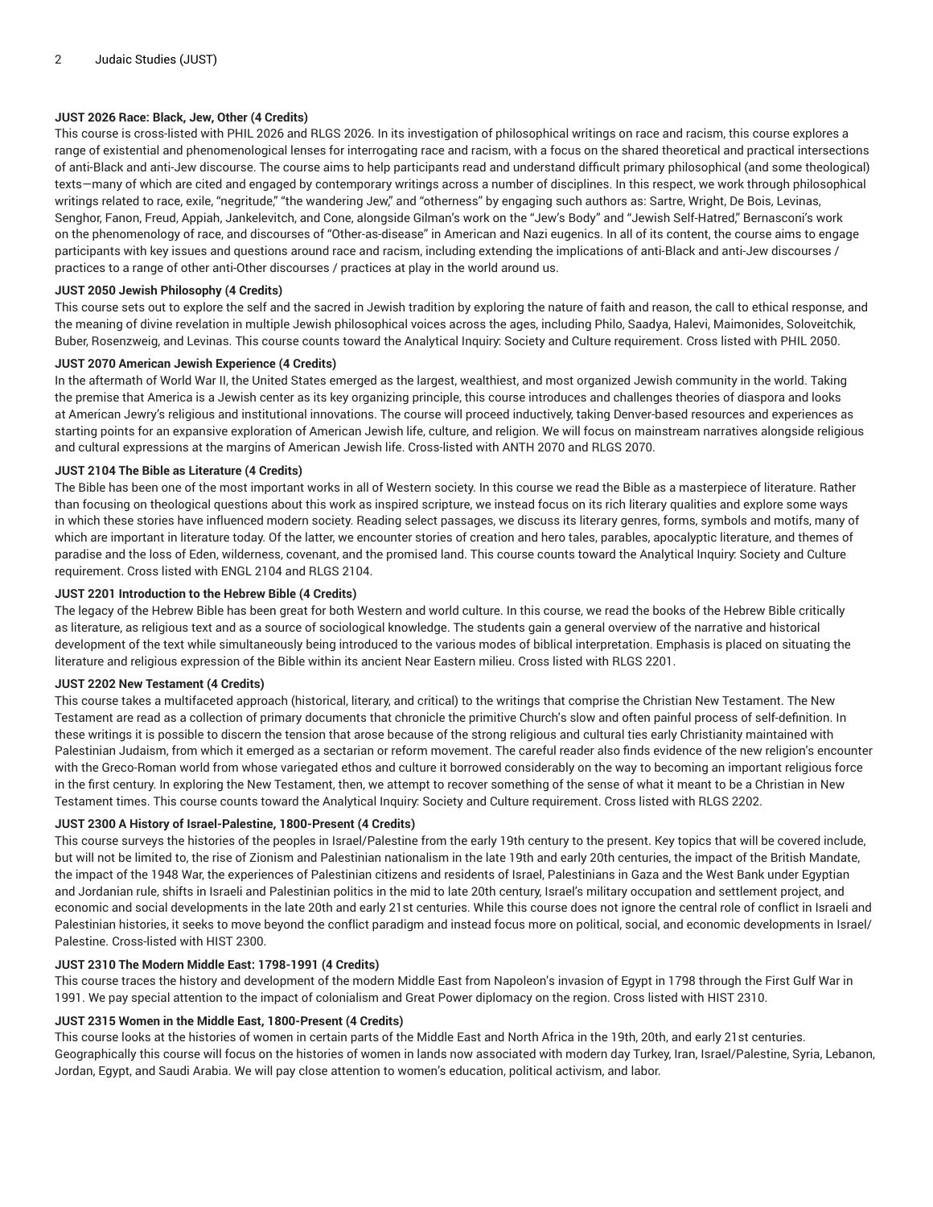**JUST 2026 Race: Black, Jew, Other (4 Credits)**

This course is cross-listed with PHIL 2026 and RLGS 2026. In its investigation of philosophical writings on race and racism, this course explores a range of existential and phenomenological lenses for interrogating race and racism, with a focus on the shared theoretical and practical intersections of anti-Black and anti-Jew discourse. The course aims to help participants read and understand difficult primary philosophical (and some theological) texts—many of which are cited and engaged by contemporary writings across a number of disciplines. In this respect, we work through philosophical writings related to race, exile, "negritude," "the wandering Jew," and "otherness" by engaging such authors as: Sartre, Wright, De Bois, Levinas, Senghor, Fanon, Freud, Appiah, Jankelevitch, and Cone, alongside Gilman's work on the "Jew's Body" and "Jewish Self-Hatred," Bernasconi's work on the phenomenology of race, and discourses of "Other-as-disease" in American and Nazi eugenics. In all of its content, the course aims to engage participants with key issues and questions around race and racism, including extending the implications of anti-Black and anti-Jew discourses / practices to a range of other anti-Other discourses / practices at play in the world around us.

**JUST 2050 Jewish Philosophy (4 Credits)**

This course sets out to explore the self and the sacred in Jewish tradition by exploring the nature of faith and reason, the call to ethical response, and the meaning of divine revelation in multiple Jewish philosophical voices across the ages, including Philo, Saadya, Halevi, Maimonides, Soloveitchik, Buber, Rosenzweig, and Levinas. This course counts toward the Analytical Inquiry: Society and Culture requirement. Cross listed with PHIL 2050.

**JUST 2070 American Jewish Experience (4 Credits)**

In the aftermath of World War II, the United States emerged as the largest, wealthiest, and most organized Jewish community in the world. Taking the premise that America is a Jewish center as its key organizing principle, this course introduces and challenges theories of diaspora and looks at American Jewry's religious and institutional innovations. The course will proceed inductively, taking Denver-based resources and experiences as starting points for an expansive exploration of American Jewish life, culture, and religion. We will focus on mainstream narratives alongside religious and cultural expressions at the margins of American Jewish life. Cross-listed with ANTH 2070 and RLGS 2070.

**JUST 2104 The Bible as Literature (4 Credits)**

The Bible has been one of the most important works in all of Western society. In this course we read the Bible as a masterpiece of literature. Rather than focusing on theological questions about this work as inspired scripture, we instead focus on its rich literary qualities and explore some ways in which these stories have influenced modern society. Reading select passages, we discuss its literary genres, forms, symbols and motifs, many of which are important in literature today. Of the latter, we encounter stories of creation and hero tales, parables, apocalyptic literature, and themes of paradise and the loss of Eden, wilderness, covenant, and the promised land. This course counts toward the Analytical Inquiry: Society and Culture requirement. Cross listed with ENGL 2104 and RLGS 2104.

**JUST 2201 Introduction to the Hebrew Bible (4 Credits)**

The legacy of the Hebrew Bible has been great for both Western and world culture. In this course, we read the books of the Hebrew Bible critically as literature, as religious text and as a source of sociological knowledge. The students gain a general overview of the narrative and historical development of the text while simultaneously being introduced to the various modes of biblical interpretation. Emphasis is placed on situating the literature and religious expression of the Bible within its ancient Near Eastern milieu. Cross listed with RLGS 2201.

**JUST 2202 New Testament (4 Credits)**

This course takes a multifaceted approach (historical, literary, and critical) to the writings that comprise the Christian New Testament. The New Testament are read as a collection of primary documents that chronicle the primitive Church's slow and often painful process of self-definition. In these writings it is possible to discern the tension that arose because of the strong religious and cultural ties early Christianity maintained with Palestinian Judaism, from which it emerged as a sectarian or reform movement. The careful reader also finds evidence of the new religion's encounter with the Greco-Roman world from whose variegated ethos and culture it borrowed considerably on the way to becoming an important religious force in the first century. In exploring the New Testament, then, we attempt to recover something of the sense of what it meant to be a Christian in New Testament times. This course counts toward the Analytical Inquiry: Society and Culture requirement. Cross listed with RLGS 2202.

**JUST 2300 A History of Israel-Palestine, 1800-Present (4 Credits)**

This course surveys the histories of the peoples in Israel/Palestine from the early 19th century to the present. Key topics that will be covered include, but will not be limited to, the rise of Zionism and Palestinian nationalism in the late 19th and early 20th centuries, the impact of the British Mandate, the impact of the 1948 War, the experiences of Palestinian citizens and residents of Israel, Palestinians in Gaza and the West Bank under Egyptian and Jordanian rule, shifts in Israeli and Palestinian politics in the mid to late 20th century, Israel's military occupation and settlement project, and economic and social developments in the late 20th and early 21st centuries. While this course does not ignore the central role of conflict in Israeli and Palestinian histories, it seeks to move beyond the conflict paradigm and instead focus more on political, social, and economic developments in Israel/Palestine. Cross-listed with HIST 2300.

**JUST 2310 The Modern Middle East: 1798-1991 (4 Credits)**

This course traces the history and development of the modern Middle East from Napoleon's invasion of Egypt in 1798 through the First Gulf War in 1991. We pay special attention to the impact of colonialism and Great Power diplomacy on the region. Cross listed with HIST 2310.

**JUST 2315 Women in the Middle East, 1800-Present (4 Credits)**

This course looks at the histories of women in certain parts of the Middle East and North Africa in the 19th, 20th, and early 21st centuries. Geographically this course will focus on the histories of women in lands now associated with modern day Turkey, Iran, Israel/Palestine, Syria, Lebanon, Jordan, Egypt, and Saudi Arabia. We will pay close attention to women's education, political activism, and labor.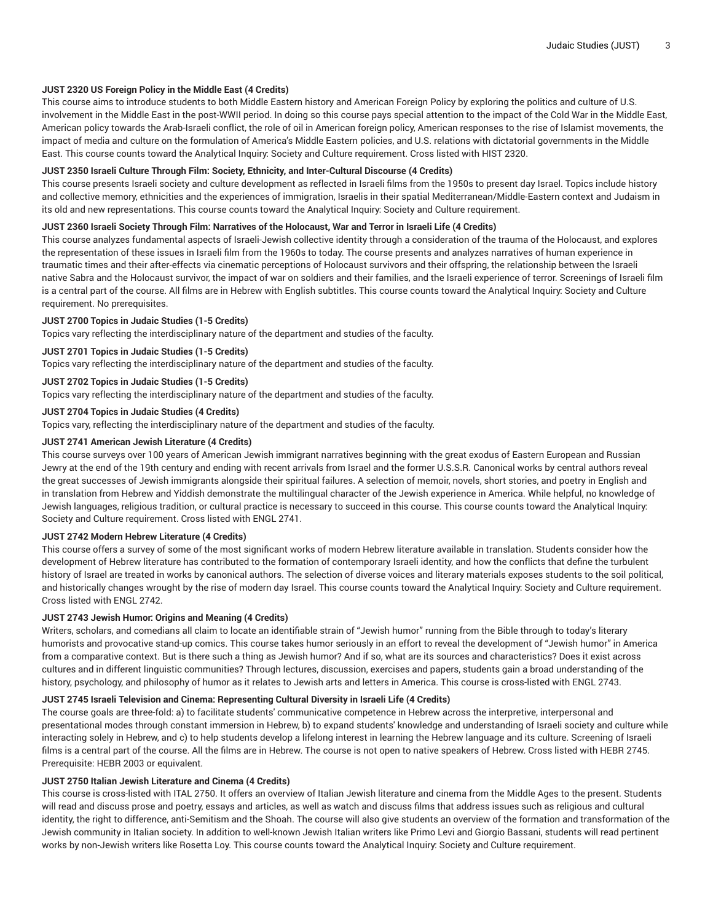**JUST 2320 US Foreign Policy in the Middle East (4 Credits)**

This course aims to introduce students to both Middle Eastern history and American Foreign Policy by exploring the politics and culture of U.S. involvement in the Middle East in the post-WWII period. In doing so this course pays special attention to the impact of the Cold War in the Middle East, American policy towards the Arab-Israeli conflict, the role of oil in American foreign policy, American responses to the rise of Islamist movements, the impact of media and culture on the formulation of America's Middle Eastern policies, and U.S. relations with dictatorial governments in the Middle East. This course counts toward the Analytical Inquiry: Society and Culture requirement. Cross listed with HIST 2320.

**JUST 2350 Israeli Culture Through Film: Society, Ethnicity, and Inter-Cultural Discourse (4 Credits)**

This course presents Israeli society and culture development as reflected in Israeli films from the 1950s to present day Israel. Topics include history and collective memory, ethnicities and the experiences of immigration, Israelis in their spatial Mediterranean/Middle-Eastern context and Judaism in its old and new representations. This course counts toward the Analytical Inquiry: Society and Culture requirement.

**JUST 2360 Israeli Society Through Film: Narratives of the Holocaust, War and Terror in Israeli Life (4 Credits)**

This course analyzes fundamental aspects of Israeli-Jewish collective identity through a consideration of the trauma of the Holocaust, and explores the representation of these issues in Israeli film from the 1960s to today. The course presents and analyzes narratives of human experience in traumatic times and their after-effects via cinematic perceptions of Holocaust survivors and their offspring, the relationship between the Israeli native Sabra and the Holocaust survivor, the impact of war on soldiers and their families, and the Israeli experience of terror. Screenings of Israeli film is a central part of the course. All films are in Hebrew with English subtitles. This course counts toward the Analytical Inquiry: Society and Culture requirement. No prerequisites.

**JUST 2700 Topics in Judaic Studies (1-5 Credits)**

Topics vary reflecting the interdisciplinary nature of the department and studies of the faculty.

**JUST 2701 Topics in Judaic Studies (1-5 Credits)**

Topics vary reflecting the interdisciplinary nature of the department and studies of the faculty.

**JUST 2702 Topics in Judaic Studies (1-5 Credits)**

Topics vary reflecting the interdisciplinary nature of the department and studies of the faculty.

**JUST 2704 Topics in Judaic Studies (4 Credits)**

Topics vary, reflecting the interdisciplinary nature of the department and studies of the faculty.

**JUST 2741 American Jewish Literature (4 Credits)**

This course surveys over 100 years of American Jewish immigrant narratives beginning with the great exodus of Eastern European and Russian Jewry at the end of the 19th century and ending with recent arrivals from Israel and the former U.S.S.R. Canonical works by central authors reveal the great successes of Jewish immigrants alongside their spiritual failures. A selection of memoir, novels, short stories, and poetry in English and in translation from Hebrew and Yiddish demonstrate the multilingual character of the Jewish experience in America. While helpful, no knowledge of Jewish languages, religious tradition, or cultural practice is necessary to succeed in this course. This course counts toward the Analytical Inquiry: Society and Culture requirement. Cross listed with ENGL 2741.

**JUST 2742 Modern Hebrew Literature (4 Credits)**

This course offers a survey of some of the most significant works of modern Hebrew literature available in translation. Students consider how the development of Hebrew literature has contributed to the formation of contemporary Israeli identity, and how the conflicts that define the turbulent history of Israel are treated in works by canonical authors. The selection of diverse voices and literary materials exposes students to the soil political, and historically changes wrought by the rise of modern day Israel. This course counts toward the Analytical Inquiry: Society and Culture requirement. Cross listed with ENGL 2742.

**JUST 2743 Jewish Humor: Origins and Meaning (4 Credits)**

Writers, scholars, and comedians all claim to locate an identifiable strain of "Jewish humor" running from the Bible through to today's literary humorists and provocative stand-up comics. This course takes humor seriously in an effort to reveal the development of "Jewish humor" in America from a comparative context. But is there such a thing as Jewish humor? And if so, what are its sources and characteristics? Does it exist across cultures and in different linguistic communities? Through lectures, discussion, exercises and papers, students gain a broad understanding of the history, psychology, and philosophy of humor as it relates to Jewish arts and letters in America. This course is cross-listed with ENGL 2743.

**JUST 2745 Israeli Television and Cinema: Representing Cultural Diversity in Israeli Life (4 Credits)**

The course goals are three-fold: a) to facilitate students' communicative competence in Hebrew across the interpretive, interpersonal and presentational modes through constant immersion in Hebrew, b) to expand students' knowledge and understanding of Israeli society and culture while interacting solely in Hebrew, and c) to help students develop a lifelong interest in learning the Hebrew language and its culture. Screening of Israeli films is a central part of the course. All the films are in Hebrew. The course is not open to native speakers of Hebrew. Cross listed with HEBR 2745. Prerequisite: HEBR 2003 or equivalent.

**JUST 2750 Italian Jewish Literature and Cinema (4 Credits)**

This course is cross-listed with ITAL 2750. It offers an overview of Italian Jewish literature and cinema from the Middle Ages to the present. Students will read and discuss prose and poetry, essays and articles, as well as watch and discuss films that address issues such as religious and cultural identity, the right to difference, anti-Semitism and the Shoah. The course will also give students an overview of the formation and transformation of the Jewish community in Italian society. In addition to well-known Jewish Italian writers like Primo Levi and Giorgio Bassani, students will read pertinent works by non-Jewish writers like Rosetta Loy. This course counts toward the Analytical Inquiry: Society and Culture requirement.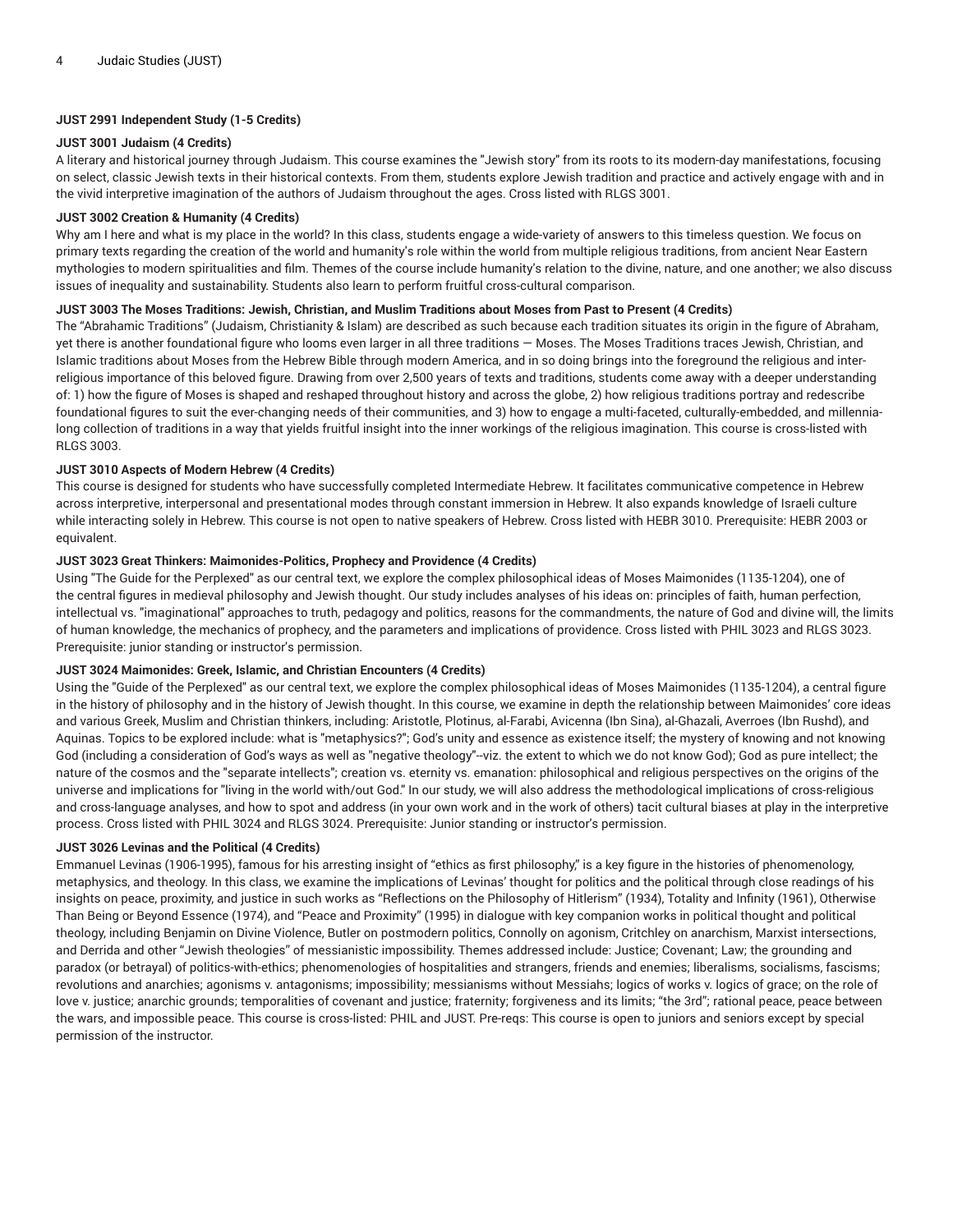**JUST 2991 Independent Study (1-5 Credits)**

**JUST 3001 Judaism (4 Credits)**

A literary and historical journey through Judaism. This course examines the "Jewish story" from its roots to its modern-day manifestations, focusing on select, classic Jewish texts in their historical contexts. From them, students explore Jewish tradition and practice and actively engage with and in the vivid interpretive imagination of the authors of Judaism throughout the ages. Cross listed with RLGS 3001.

**JUST 3002 Creation & Humanity (4 Credits)**

Why am I here and what is my place in the world? In this class, students engage a wide-variety of answers to this timeless question. We focus on primary texts regarding the creation of the world and humanity's role within the world from multiple religious traditions, from ancient Near Eastern mythologies to modern spiritualities and film. Themes of the course include humanity's relation to the divine, nature, and one another; we also discuss issues of inequality and sustainability. Students also learn to perform fruitful cross-cultural comparison.

**JUST 3003 The Moses Traditions: Jewish, Christian, and Muslim Traditions about Moses from Past to Present (4 Credits)**

The "Abrahamic Traditions" (Judaism, Christianity & Islam) are described as such because each tradition situates its origin in the figure of Abraham, yet there is another foundational figure who looms even larger in all three traditions — Moses. The Moses Traditions traces Jewish, Christian, and Islamic traditions about Moses from the Hebrew Bible through modern America, and in so doing brings into the foreground the religious and inter-religious importance of this beloved figure. Drawing from over 2,500 years of texts and traditions, students come away with a deeper understanding of: 1) how the figure of Moses is shaped and reshaped throughout history and across the globe, 2) how religious traditions portray and redescribe foundational figures to suit the ever-changing needs of their communities, and 3) how to engage a multi-faceted, culturally-embedded, and millennia-long collection of traditions in a way that yields fruitful insight into the inner workings of the religious imagination. This course is cross-listed with RLGS 3003.

**JUST 3010 Aspects of Modern Hebrew (4 Credits)**

This course is designed for students who have successfully completed Intermediate Hebrew. It facilitates communicative competence in Hebrew across interpretive, interpersonal and presentational modes through constant immersion in Hebrew. It also expands knowledge of Israeli culture while interacting solely in Hebrew. This course is not open to native speakers of Hebrew. Cross listed with HEBR 3010. Prerequisite: HEBR 2003 or equivalent.

**JUST 3023 Great Thinkers: Maimonides-Politics, Prophecy and Providence (4 Credits)**

Using "The Guide for the Perplexed" as our central text, we explore the complex philosophical ideas of Moses Maimonides (1135-1204), one of the central figures in medieval philosophy and Jewish thought. Our study includes analyses of his ideas on: principles of faith, human perfection, intellectual vs. "imaginational" approaches to truth, pedagogy and politics, reasons for the commandments, the nature of God and divine will, the limits of human knowledge, the mechanics of prophecy, and the parameters and implications of providence. Cross listed with PHIL 3023 and RLGS 3023. Prerequisite: junior standing or instructor's permission.

**JUST 3024 Maimonides: Greek, Islamic, and Christian Encounters (4 Credits)**

Using the "Guide of the Perplexed" as our central text, we explore the complex philosophical ideas of Moses Maimonides (1135-1204), a central figure in the history of philosophy and in the history of Jewish thought. In this course, we examine in depth the relationship between Maimonides' core ideas and various Greek, Muslim and Christian thinkers, including: Aristotle, Plotinus, al-Farabi, Avicenna (Ibn Sina), al-Ghazali, Averroes (Ibn Rushd), and Aquinas. Topics to be explored include: what is "metaphysics?"; God's unity and essence as existence itself; the mystery of knowing and not knowing God (including a consideration of God's ways as well as "negative theology"--viz. the extent to which we do not know God); God as pure intellect; the nature of the cosmos and the "separate intellects"; creation vs. eternity vs. emanation: philosophical and religious perspectives on the origins of the universe and implications for "living in the world with/out God." In our study, we will also address the methodological implications of cross-religious and cross-language analyses, and how to spot and address (in your own work and in the work of others) tacit cultural biases at play in the interpretive process. Cross listed with PHIL 3024 and RLGS 3024. Prerequisite: Junior standing or instructor's permission.

**JUST 3026 Levinas and the Political (4 Credits)**

Emmanuel Levinas (1906-1995), famous for his arresting insight of "ethics as first philosophy," is a key figure in the histories of phenomenology, metaphysics, and theology. In this class, we examine the implications of Levinas' thought for politics and the political through close readings of his insights on peace, proximity, and justice in such works as "Reflections on the Philosophy of Hitlerism" (1934), Totality and Infinity (1961), Otherwise Than Being or Beyond Essence (1974), and "Peace and Proximity" (1995) in dialogue with key companion works in political thought and political theology, including Benjamin on Divine Violence, Butler on postmodern politics, Connolly on agonism, Critchley on anarchism, Marxist intersections, and Derrida and other "Jewish theologies" of messianistic impossibility. Themes addressed include: Justice; Covenant; Law; the grounding and paradox (or betrayal) of politics-with-ethics; phenomenologies of hospitalities and strangers, friends and enemies; liberalisms, socialisms, fascisms; revolutions and anarchies; agonisms v. antagonisms; impossibility; messianisms without Messiahs; logics of works v. logics of grace; on the role of love v. justice; anarchic grounds; temporalities of covenant and justice; fraternity; forgiveness and its limits; "the 3rd"; rational peace, peace between the wars, and impossible peace. This course is cross-listed: PHIL and JUST. Pre-reqs: This course is open to juniors and seniors except by special permission of the instructor.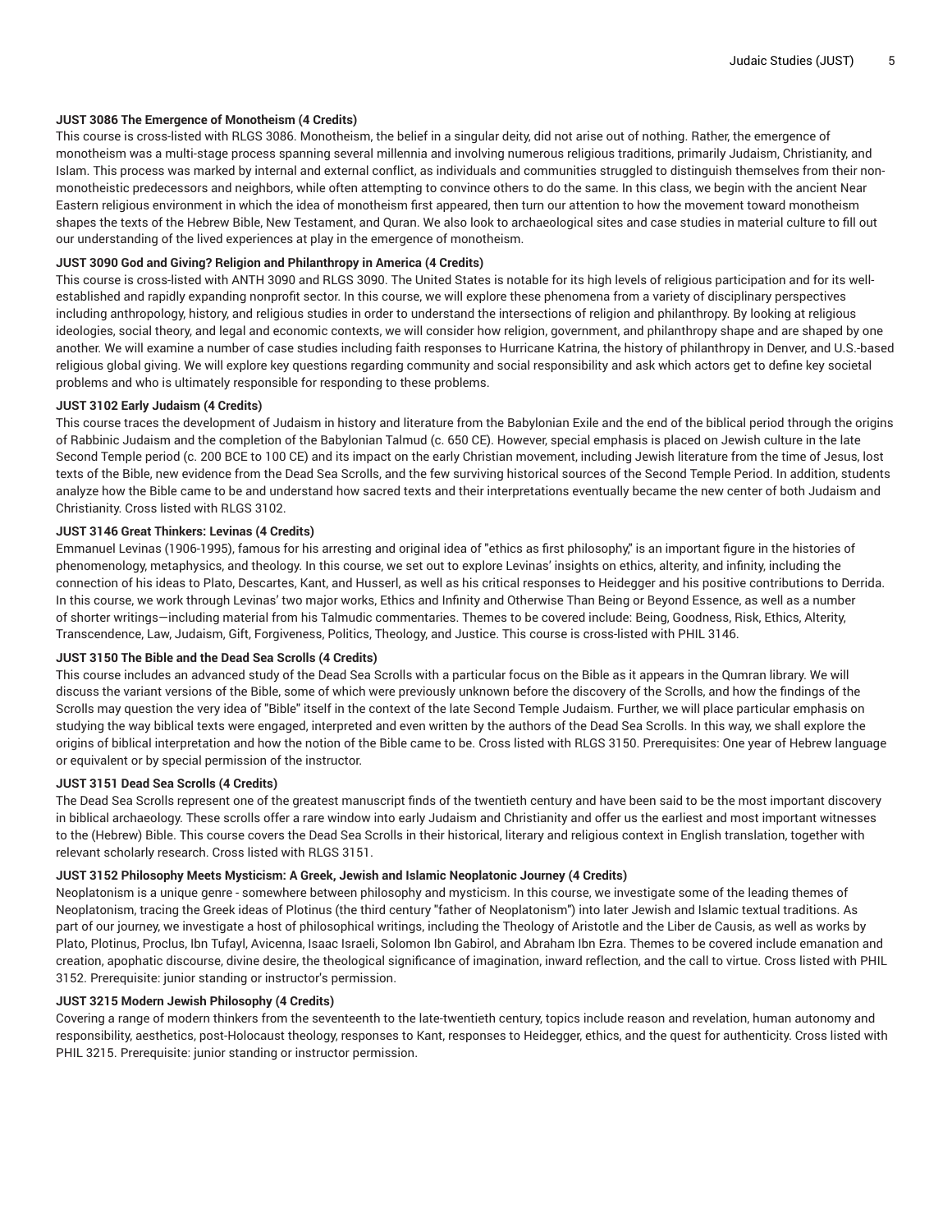**JUST 3086 The Emergence of Monotheism (4 Credits)**

This course is cross-listed with RLGS 3086. Monotheism, the belief in a singular deity, did not arise out of nothing. Rather, the emergence of monotheism was a multi-stage process spanning several millennia and involving numerous religious traditions, primarily Judaism, Christianity, and Islam. This process was marked by internal and external conflict, as individuals and communities struggled to distinguish themselves from their non-monotheistic predecessors and neighbors, while often attempting to convince others to do the same. In this class, we begin with the ancient Near Eastern religious environment in which the idea of monotheism first appeared, then turn our attention to how the movement toward monotheism shapes the texts of the Hebrew Bible, New Testament, and Quran. We also look to archaeological sites and case studies in material culture to fill out our understanding of the lived experiences at play in the emergence of monotheism.

**JUST 3090 God and Giving? Religion and Philanthropy in America (4 Credits)**

This course is cross-listed with ANTH 3090 and RLGS 3090. The United States is notable for its high levels of religious participation and for its well-established and rapidly expanding nonprofit sector. In this course, we will explore these phenomena from a variety of disciplinary perspectives including anthropology, history, and religious studies in order to understand the intersections of religion and philanthropy. By looking at religious ideologies, social theory, and legal and economic contexts, we will consider how religion, government, and philanthropy shape and are shaped by one another. We will examine a number of case studies including faith responses to Hurricane Katrina, the history of philanthropy in Denver, and U.S.-based religious global giving. We will explore key questions regarding community and social responsibility and ask which actors get to define key societal problems and who is ultimately responsible for responding to these problems.

**JUST 3102 Early Judaism (4 Credits)**

This course traces the development of Judaism in history and literature from the Babylonian Exile and the end of the biblical period through the origins of Rabbinic Judaism and the completion of the Babylonian Talmud (c. 650 CE). However, special emphasis is placed on Jewish culture in the late Second Temple period (c. 200 BCE to 100 CE) and its impact on the early Christian movement, including Jewish literature from the time of Jesus, lost texts of the Bible, new evidence from the Dead Sea Scrolls, and the few surviving historical sources of the Second Temple Period. In addition, students analyze how the Bible came to be and understand how sacred texts and their interpretations eventually became the new center of both Judaism and Christianity. Cross listed with RLGS 3102.

**JUST 3146 Great Thinkers: Levinas (4 Credits)**

Emmanuel Levinas (1906-1995), famous for his arresting and original idea of "ethics as first philosophy," is an important figure in the histories of phenomenology, metaphysics, and theology. In this course, we set out to explore Levinas' insights on ethics, alterity, and infinity, including the connection of his ideas to Plato, Descartes, Kant, and Husserl, as well as his critical responses to Heidegger and his positive contributions to Derrida. In this course, we work through Levinas' two major works, Ethics and Infinity and Otherwise Than Being or Beyond Essence, as well as a number of shorter writings—including material from his Talmudic commentaries. Themes to be covered include: Being, Goodness, Risk, Ethics, Alterity, Transcendence, Law, Judaism, Gift, Forgiveness, Politics, Theology, and Justice. This course is cross-listed with PHIL 3146.

**JUST 3150 The Bible and the Dead Sea Scrolls (4 Credits)**

This course includes an advanced study of the Dead Sea Scrolls with a particular focus on the Bible as it appears in the Qumran library. We will discuss the variant versions of the Bible, some of which were previously unknown before the discovery of the Scrolls, and how the findings of the Scrolls may question the very idea of "Bible" itself in the context of the late Second Temple Judaism. Further, we will place particular emphasis on studying the way biblical texts were engaged, interpreted and even written by the authors of the Dead Sea Scrolls. In this way, we shall explore the origins of biblical interpretation and how the notion of the Bible came to be. Cross listed with RLGS 3150. Prerequisites: One year of Hebrew language or equivalent or by special permission of the instructor.

**JUST 3151 Dead Sea Scrolls (4 Credits)**

The Dead Sea Scrolls represent one of the greatest manuscript finds of the twentieth century and have been said to be the most important discovery in biblical archaeology. These scrolls offer a rare window into early Judaism and Christianity and offer us the earliest and most important witnesses to the (Hebrew) Bible. This course covers the Dead Sea Scrolls in their historical, literary and religious context in English translation, together with relevant scholarly research. Cross listed with RLGS 3151.

**JUST 3152 Philosophy Meets Mysticism: A Greek, Jewish and Islamic Neoplatonic Journey (4 Credits)**

Neoplatonism is a unique genre - somewhere between philosophy and mysticism. In this course, we investigate some of the leading themes of Neoplatonism, tracing the Greek ideas of Plotinus (the third century "father of Neoplatonism") into later Jewish and Islamic textual traditions. As part of our journey, we investigate a host of philosophical writings, including the Theology of Aristotle and the Liber de Causis, as well as works by Plato, Plotinus, Proclus, Ibn Tufayl, Avicenna, Isaac Israeli, Solomon Ibn Gabirol, and Abraham Ibn Ezra. Themes to be covered include emanation and creation, apophatic discourse, divine desire, the theological significance of imagination, inward reflection, and the call to virtue. Cross listed with PHIL 3152. Prerequisite: junior standing or instructor's permission.

**JUST 3215 Modern Jewish Philosophy (4 Credits)**

Covering a range of modern thinkers from the seventeenth to the late-twentieth century, topics include reason and revelation, human autonomy and responsibility, aesthetics, post-Holocaust theology, responses to Kant, responses to Heidegger, ethics, and the quest for authenticity. Cross listed with PHIL 3215. Prerequisite: junior standing or instructor permission.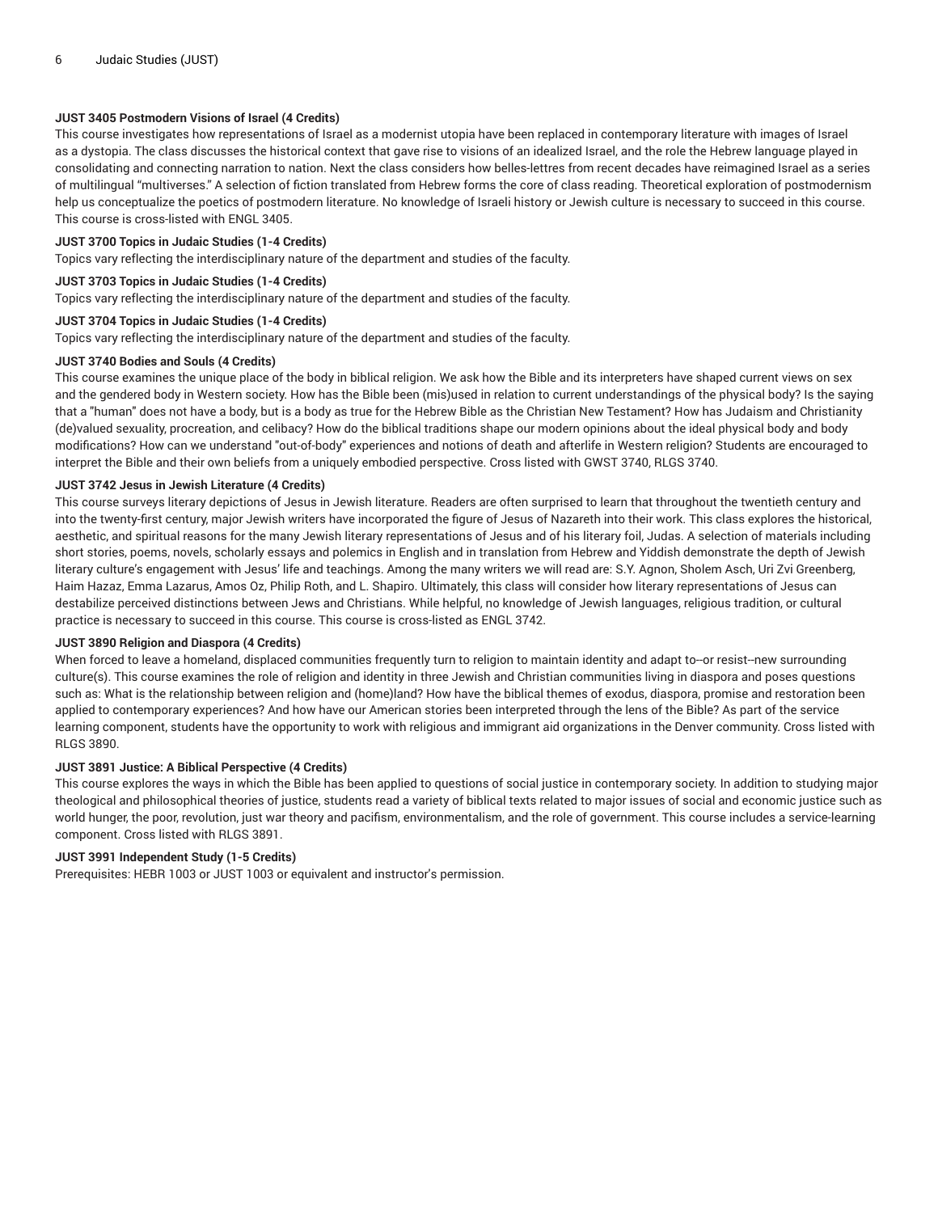**JUST 3405 Postmodern Visions of Israel (4 Credits)**
This course investigates how representations of Israel as a modernist utopia have been replaced in contemporary literature with images of Israel as a dystopia. The class discusses the historical context that gave rise to visions of an idealized Israel, and the role the Hebrew language played in consolidating and connecting narration to nation. Next the class considers how belles-lettres from recent decades have reimagined Israel as a series of multilingual "multiverses." A selection of fiction translated from Hebrew forms the core of class reading. Theoretical exploration of postmodernism help us conceptualize the poetics of postmodern literature. No knowledge of Israeli history or Jewish culture is necessary to succeed in this course. This course is cross-listed with ENGL 3405.

**JUST 3700 Topics in Judaic Studies (1-4 Credits)**
Topics vary reflecting the interdisciplinary nature of the department and studies of the faculty.

**JUST 3703 Topics in Judaic Studies (1-4 Credits)**
Topics vary reflecting the interdisciplinary nature of the department and studies of the faculty.

**JUST 3704 Topics in Judaic Studies (1-4 Credits)**
Topics vary reflecting the interdisciplinary nature of the department and studies of the faculty.

**JUST 3740 Bodies and Souls (4 Credits)**
This course examines the unique place of the body in biblical religion. We ask how the Bible and its interpreters have shaped current views on sex and the gendered body in Western society. How has the Bible been (mis)used in relation to current understandings of the physical body? Is the saying that a "human" does not have a body, but is a body as true for the Hebrew Bible as the Christian New Testament? How has Judaism and Christianity (de)valued sexuality, procreation, and celibacy? How do the biblical traditions shape our modern opinions about the ideal physical body and body modifications? How can we understand "out-of-body" experiences and notions of death and afterlife in Western religion? Students are encouraged to interpret the Bible and their own beliefs from a uniquely embodied perspective. Cross listed with GWST 3740, RLGS 3740.

**JUST 3742 Jesus in Jewish Literature (4 Credits)**
This course surveys literary depictions of Jesus in Jewish literature. Readers are often surprised to learn that throughout the twentieth century and into the twenty-first century, major Jewish writers have incorporated the figure of Jesus of Nazareth into their work. This class explores the historical, aesthetic, and spiritual reasons for the many Jewish literary representations of Jesus and of his literary foil, Judas. A selection of materials including short stories, poems, novels, scholarly essays and polemics in English and in translation from Hebrew and Yiddish demonstrate the depth of Jewish literary culture's engagement with Jesus' life and teachings. Among the many writers we will read are: S.Y. Agnon, Sholem Asch, Uri Zvi Greenberg, Haim Hazaz, Emma Lazarus, Amos Oz, Philip Roth, and L. Shapiro. Ultimately, this class will consider how literary representations of Jesus can destabilize perceived distinctions between Jews and Christians. While helpful, no knowledge of Jewish languages, religious tradition, or cultural practice is necessary to succeed in this course. This course is cross-listed as ENGL 3742.

**JUST 3890 Religion and Diaspora (4 Credits)**
When forced to leave a homeland, displaced communities frequently turn to religion to maintain identity and adapt to--or resist--new surrounding culture(s). This course examines the role of religion and identity in three Jewish and Christian communities living in diaspora and poses questions such as: What is the relationship between religion and (home)land? How have the biblical themes of exodus, diaspora, promise and restoration been applied to contemporary experiences? And how have our American stories been interpreted through the lens of the Bible? As part of the service learning component, students have the opportunity to work with religious and immigrant aid organizations in the Denver community. Cross listed with RLGS 3890.

**JUST 3891 Justice: A Biblical Perspective (4 Credits)**
This course explores the ways in which the Bible has been applied to questions of social justice in contemporary society. In addition to studying major theological and philosophical theories of justice, students read a variety of biblical texts related to major issues of social and economic justice such as world hunger, the poor, revolution, just war theory and pacifism, environmentalism, and the role of government. This course includes a service-learning component. Cross listed with RLGS 3891.

**JUST 3991 Independent Study (1-5 Credits)**
Prerequisites: HEBR 1003 or JUST 1003 or equivalent and instructor's permission.